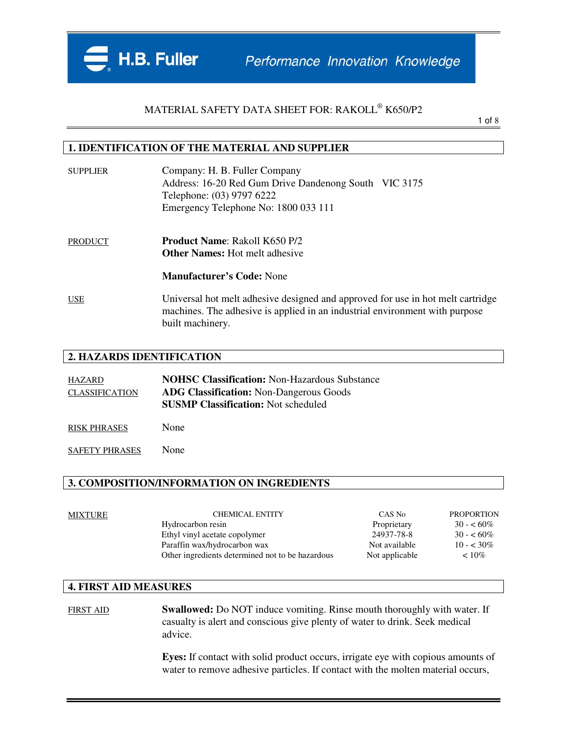H.B. Fuller — Performance Innovation Knowledge

# MATERIAL SAFETY DATA SHEET FOR: RAKOLL® K650/P2

## 1. IDENTIFICATION OF THE MATERIAL AND SUPPLIER

**SUPPLIER**

Company: H. B. Fuller Company
Address: 16-20 Red Gum Drive Dandenong South VIC 3175
Telephone: (03) 9797 6222
Emergency Telephone No: 1800 033 111

**PRODUCT**

**Product Name**: Rakoll K650 P/2
**Other Names:** Hot melt adhesive

**Manufacturer's Code:** None

**USE**

Universal hot melt adhesive designed and approved for use in hot melt cartridge machines. The adhesive is applied in an industrial environment with purpose built machinery.

## 2. HAZARDS IDENTIFICATION

**HAZARD CLASSIFICATION**

**NOHSC Classification:** Non-Hazardous Substance
**ADG Classification:** Non-Dangerous Goods
**SUSMP Classification:** Not scheduled

**RISK PHRASES** None

**SAFETY PHRASES** None

## 3. COMPOSITION/INFORMATION ON INGREDIENTS

**MIXTURE**

| CHEMICAL ENTITY | CAS No | PROPORTION |
|---|---|---|
| Hydrocarbon resin | Proprietary | 30 - < 60% |
| Ethyl vinyl acetate copolymer | 24937-78-8 | 30 - < 60% |
| Paraffin wax/hydrocarbon wax | Not available | 10 - < 30% |
| Other ingredients determined not to be hazardous | Not applicable | < 10% |

## 4. FIRST AID MEASURES

**FIRST AID**

**Swallowed:** Do NOT induce vomiting. Rinse mouth thoroughly with water. If casualty is alert and conscious give plenty of water to drink. Seek medical advice.

**Eyes:** If contact with solid product occurs, irrigate eye with copious amounts of water to remove adhesive particles. If contact with the molten material occurs,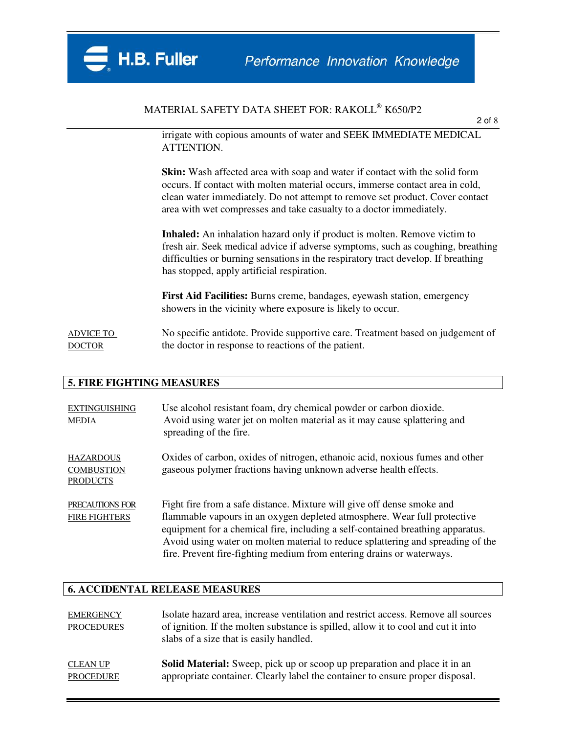irrigate with copious amounts of water and SEEK IMMEDIATE MEDICAL ATTENTION.

**Skin:** Wash affected area with soap and water if contact with the solid form occurs. If contact with molten material occurs, immerse contact area in cold, clean water immediately. Do not attempt to remove set product. Cover contact area with wet compresses and take casualty to a doctor immediately.

**Inhaled:** An inhalation hazard only if product is molten. Remove victim to fresh air. Seek medical advice if adverse symptoms, such as coughing, breathing difficulties or burning sensations in the respiratory tract develop. If breathing has stopped, apply artificial respiration.

**First Aid Facilities:** Burns creme, bandages, eyewash station, emergency showers in the vicinity where exposure is likely to occur.

ADVICE TO DOCTOR: No specific antidote. Provide supportive care. Treatment based on judgement of the doctor in response to reactions of the patient.

## 5. FIRE FIGHTING MEASURES

EXTINGUISHING MEDIA: Use alcohol resistant foam, dry chemical powder or carbon dioxide. Avoid using water jet on molten material as it may cause splattering and spreading of the fire.

HAZARDOUS COMBUSTION PRODUCTS: Oxides of carbon, oxides of nitrogen, ethanoic acid, noxious fumes and other gaseous polymer fractions having unknown adverse health effects.

PRECAUTIONS FOR FIRE FIGHTERS: Fight fire from a safe distance. Mixture will give off dense smoke and flammable vapours in an oxygen depleted atmosphere. Wear full protective equipment for a chemical fire, including a self-contained breathing apparatus. Avoid using water on molten material to reduce splattering and spreading of the fire. Prevent fire-fighting medium from entering drains or waterways.

## 6. ACCIDENTAL RELEASE MEASURES

EMERGENCY PROCEDURES: Isolate hazard area, increase ventilation and restrict access. Remove all sources of ignition. If the molten substance is spilled, allow it to cool and cut it into slabs of a size that is easily handled.

CLEAN UP PROCEDURE: **Solid Material:** Sweep, pick up or scoop up preparation and place it in an appropriate container. Clearly label the container to ensure proper disposal.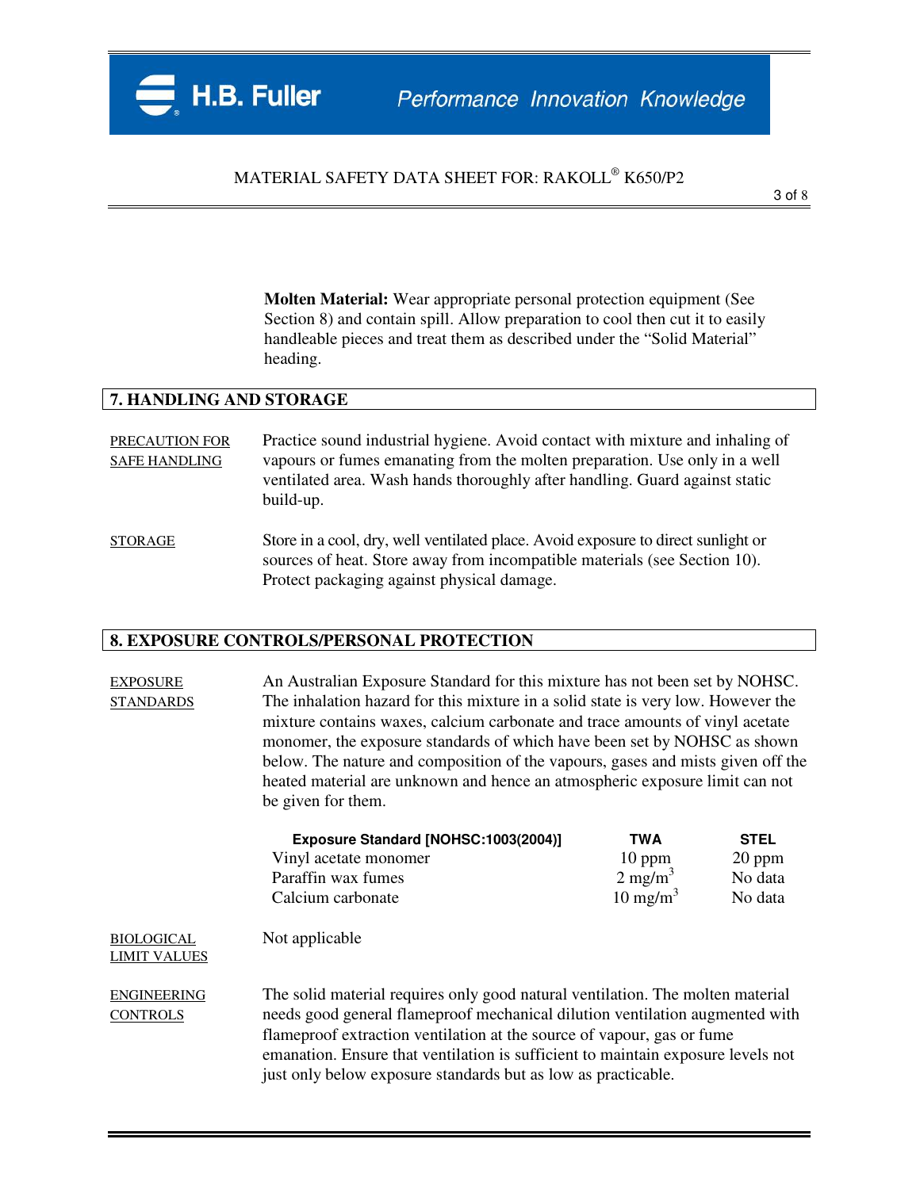**Molten Material:** Wear appropriate personal protection equipment (See Section 8) and contain spill. Allow preparation to cool then cut it to easily handleable pieces and treat them as described under the "Solid Material" heading.

## 7. HANDLING AND STORAGE

PRECAUTION FOR SAFE HANDLING

Practice sound industrial hygiene. Avoid contact with mixture and inhaling of vapours or fumes emanating from the molten preparation. Use only in a well ventilated area. Wash hands thoroughly after handling. Guard against static build-up.

STORAGE

Store in a cool, dry, well ventilated place. Avoid exposure to direct sunlight or sources of heat. Store away from incompatible materials (see Section 10). Protect packaging against physical damage.

## 8. EXPOSURE CONTROLS/PERSONAL PROTECTION

EXPOSURE STANDARDS

An Australian Exposure Standard for this mixture has not been set by NOHSC. The inhalation hazard for this mixture in a solid state is very low. However the mixture contains waxes, calcium carbonate and trace amounts of vinyl acetate monomer, the exposure standards of which have been set by NOHSC as shown below. The nature and composition of the vapours, gases and mists given off the heated material are unknown and hence an atmospheric exposure limit can not be given for them.

| Exposure Standard [NOHSC:1003(2004)] | TWA | STEL |
|---|---|---|
| Vinyl acetate monomer | 10 ppm | 20 ppm |
| Paraffin wax fumes | 2 $mg/m^3$ | No data |
| Calcium carbonate | 10 $mg/m^3$ | No data |

BIOLOGICAL LIMIT VALUES

Not applicable

ENGINEERING CONTROLS

The solid material requires only good natural ventilation. The molten material needs good general flameproof mechanical dilution ventilation augmented with flameproof extraction ventilation at the source of vapour, gas or fume emanation. Ensure that ventilation is sufficient to maintain exposure levels not just only below exposure standards but as low as practicable.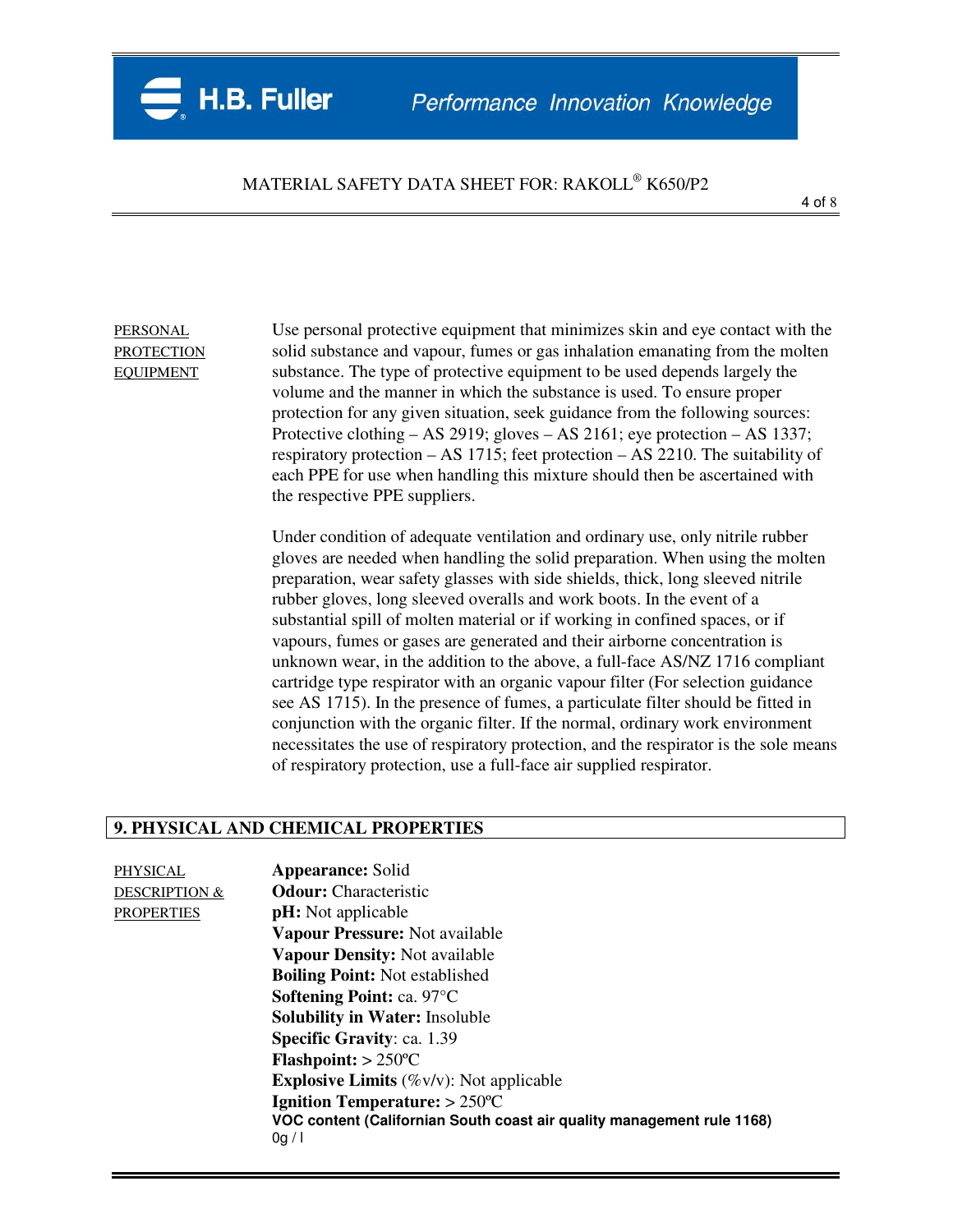**PERSONAL PROTECTION EQUIPMENT**

Use personal protective equipment that minimizes skin and eye contact with the solid substance and vapour, fumes or gas inhalation emanating from the molten substance. The type of protective equipment to be used depends largely the volume and the manner in which the substance is used. To ensure proper protection for any given situation, seek guidance from the following sources: Protective clothing – AS 2919; gloves – AS 2161; eye protection – AS 1337; respiratory protection – AS 1715; feet protection – AS 2210. The suitability of each PPE for use when handling this mixture should then be ascertained with the respective PPE suppliers.

Under condition of adequate ventilation and ordinary use, only nitrile rubber gloves are needed when handling the solid preparation. When using the molten preparation, wear safety glasses with side shields, thick, long sleeved nitrile rubber gloves, long sleeved overalls and work boots. In the event of a substantial spill of molten material or if working in confined spaces, or if vapours, fumes or gases are generated and their airborne concentration is unknown wear, in the addition to the above, a full-face AS/NZ 1716 compliant cartridge type respirator with an organic vapour filter (For selection guidance see AS 1715). In the presence of fumes, a particulate filter should be fitted in conjunction with the organic filter. If the normal, ordinary work environment necessitates the use of respiratory protection, and the respirator is the sole means of respiratory protection, use a full-face air supplied respirator.

## 9. PHYSICAL AND CHEMICAL PROPERTIES

**PHYSICAL DESCRIPTION & PROPERTIES**

**Appearance:** Solid
**Odour:** Characteristic
**pH:** Not applicable
**Vapour Pressure:** Not available
**Vapour Density:** Not available
**Boiling Point:** Not established
**Softening Point:** ca. 97°C
**Solubility in Water:** Insoluble
**Specific Gravity**: ca. 1.39
**Flashpoint:** > 250ºC
**Explosive Limits** (%v/v): Not applicable
**Ignition Temperature:** > 250ºC
**VOC content (Californian South coast air quality management rule 1168)**
0g / l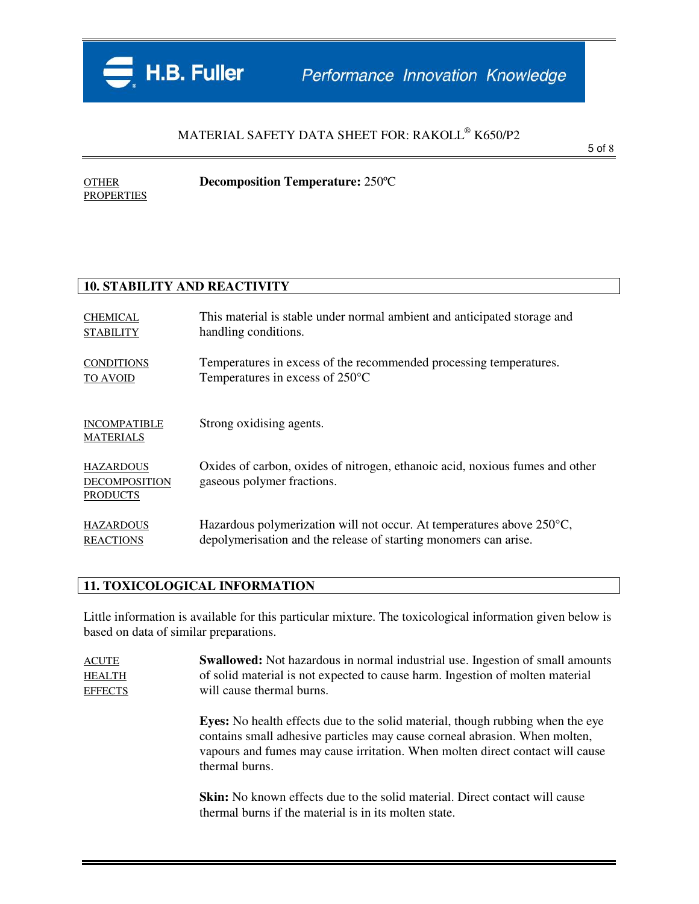**OTHER PROPERTIES** — **Decomposition Temperature:** 250ºC

## 10. STABILITY AND REACTIVITY

**CHEMICAL STABILITY** — This material is stable under normal ambient and anticipated storage and handling conditions.

**CONDITIONS TO AVOID** — Temperatures in excess of the recommended processing temperatures. Temperatures in excess of 250°C

**INCOMPATIBLE MATERIALS** — Strong oxidising agents.

**HAZARDOUS DECOMPOSITION PRODUCTS** — Oxides of carbon, oxides of nitrogen, ethanoic acid, noxious fumes and other gaseous polymer fractions.

**HAZARDOUS REACTIONS** — Hazardous polymerization will not occur. At temperatures above 250°C, depolymerisation and the release of starting monomers can arise.

## 11. TOXICOLOGICAL INFORMATION

Little information is available for this particular mixture. The toxicological information given below is based on data of similar preparations.

**ACUTE HEALTH EFFECTS**

**Swallowed:** Not hazardous in normal industrial use. Ingestion of small amounts of solid material is not expected to cause harm. Ingestion of molten material will cause thermal burns.

**Eyes:** No health effects due to the solid material, though rubbing when the eye contains small adhesive particles may cause corneal abrasion. When molten, vapours and fumes may cause irritation. When molten direct contact will cause thermal burns.

**Skin:** No known effects due to the solid material. Direct contact will cause thermal burns if the material is in its molten state.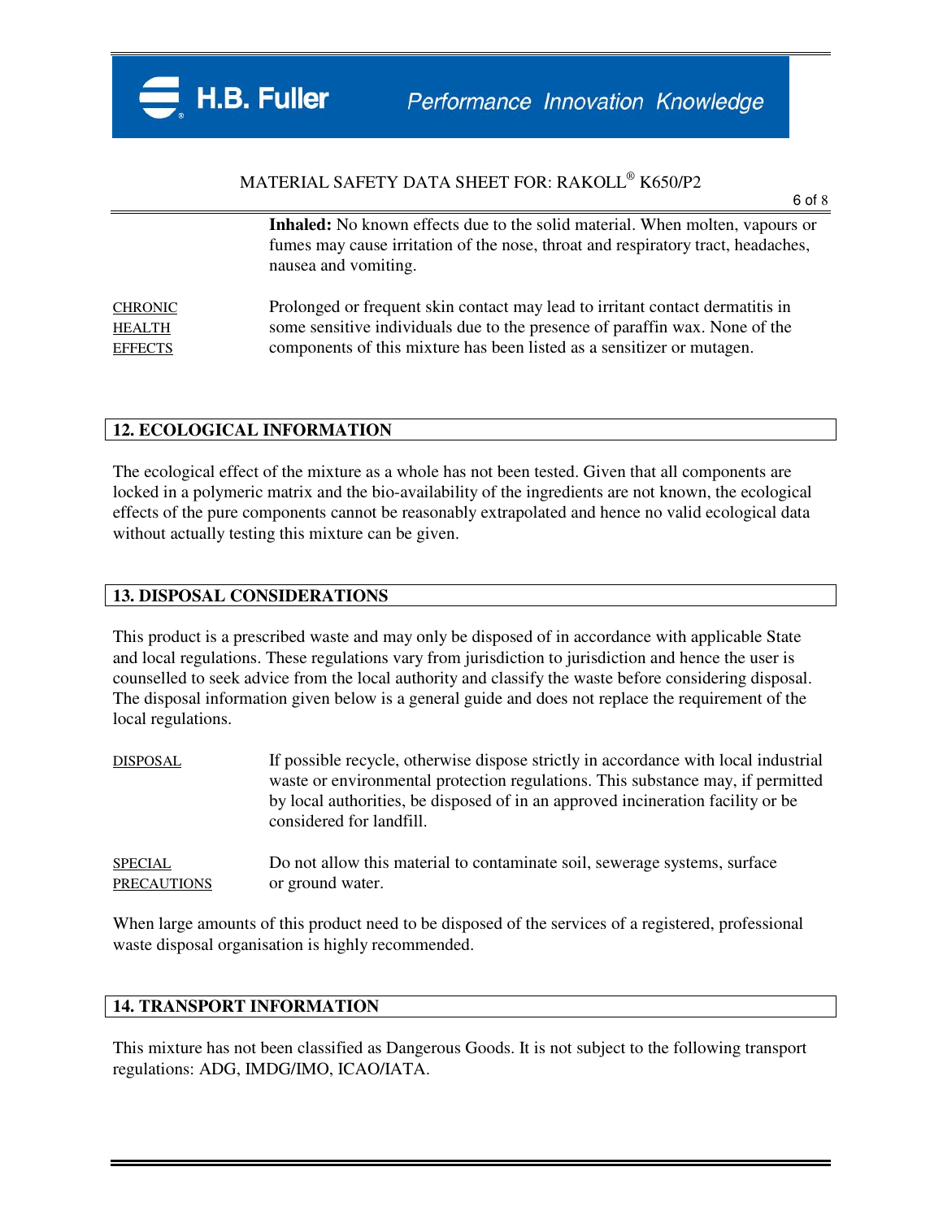**Inhaled:** No known effects due to the solid material. When molten, vapours or fumes may cause irritation of the nose, throat and respiratory tract, headaches, nausea and vomiting.

CHRONIC HEALTH EFFECTS

Prolonged or frequent skin contact may lead to irritant contact dermatitis in some sensitive individuals due to the presence of paraffin wax. None of the components of this mixture has been listed as a sensitizer or mutagen.

## 12. ECOLOGICAL INFORMATION

The ecological effect of the mixture as a whole has not been tested. Given that all components are locked in a polymeric matrix and the bio-availability of the ingredients are not known, the ecological effects of the pure components cannot be reasonably extrapolated and hence no valid ecological data without actually testing this mixture can be given.

## 13. DISPOSAL CONSIDERATIONS

This product is a prescribed waste and may only be disposed of in accordance with applicable State and local regulations. These regulations vary from jurisdiction to jurisdiction and hence the user is counselled to seek advice from the local authority and classify the waste before considering disposal. The disposal information given below is a general guide and does not replace the requirement of the local regulations.

DISPOSAL

If possible recycle, otherwise dispose strictly in accordance with local industrial waste or environmental protection regulations. This substance may, if permitted by local authorities, be disposed of in an approved incineration facility or be considered for landfill.

SPECIAL PRECAUTIONS

Do not allow this material to contaminate soil, sewerage systems, surface or ground water.

When large amounts of this product need to be disposed of the services of a registered, professional waste disposal organisation is highly recommended.

## 14. TRANSPORT INFORMATION

This mixture has not been classified as Dangerous Goods. It is not subject to the following transport regulations: ADG, IMDG/IMO, ICAO/IATA.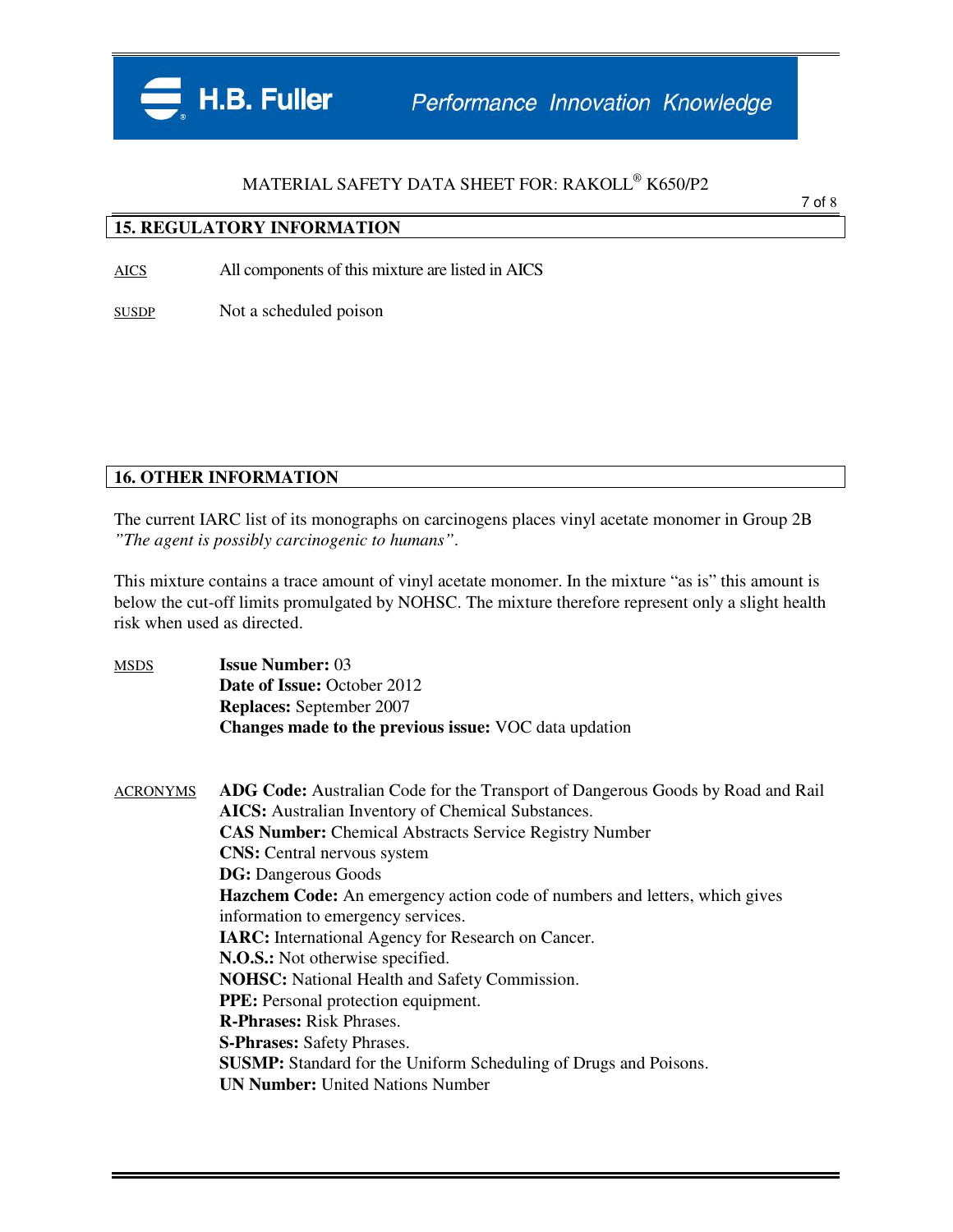# MATERIAL SAFETY DATA SHEET FOR: RAKOLL® K650/P2

## 15. REGULATORY INFORMATION

AICS — All components of this mixture are listed in AICS

SUSDP — Not a scheduled poison

## 16. OTHER INFORMATION

The current IARC list of its monographs on carcinogens places vinyl acetate monomer in Group 2B *"The agent is possibly carcinogenic to humans"*.

This mixture contains a trace amount of vinyl acetate monomer. In the mixture "as is" this amount is below the cut-off limits promulgated by NOHSC. The mixture therefore represent only a slight health risk when used as directed.

MSDS

**Issue Number:** 03
**Date of Issue:** October 2012
**Replaces:** September 2007
**Changes made to the previous issue:** VOC data updation

ACRONYMS

**ADG Code:** Australian Code for the Transport of Dangerous Goods by Road and Rail
**AICS:** Australian Inventory of Chemical Substances.
**CAS Number:** Chemical Abstracts Service Registry Number
**CNS:** Central nervous system
**DG:** Dangerous Goods
**Hazchem Code:** An emergency action code of numbers and letters, which gives information to emergency services.
**IARC:** International Agency for Research on Cancer.
**N.O.S.:** Not otherwise specified.
**NOHSC:** National Health and Safety Commission.
**PPE:** Personal protection equipment.
**R-Phrases:** Risk Phrases.
**S-Phrases:** Safety Phrases.
**SUSMP:** Standard for the Uniform Scheduling of Drugs and Poisons.
**UN Number:** United Nations Number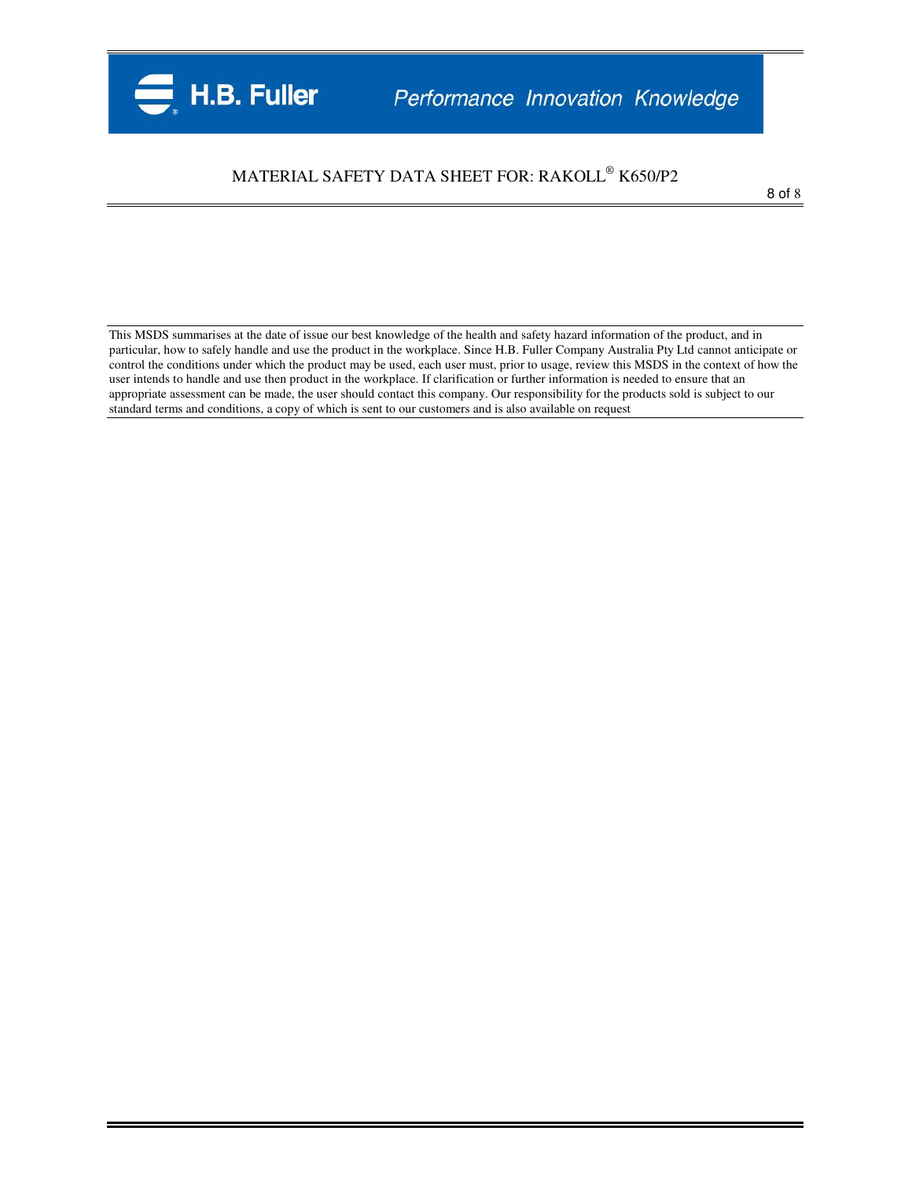This MSDS summarises at the date of issue our best knowledge of the health and safety hazard information of the product, and in particular, how to safely handle and use the product in the workplace. Since H.B. Fuller Company Australia Pty Ltd cannot anticipate or control the conditions under which the product may be used, each user must, prior to usage, review this MSDS in the context of how the user intends to handle and use then product in the workplace. If clarification or further information is needed to ensure that an appropriate assessment can be made, the user should contact this company. Our responsibility for the products sold is subject to our standard terms and conditions, a copy of which is sent to our customers and is also available on request